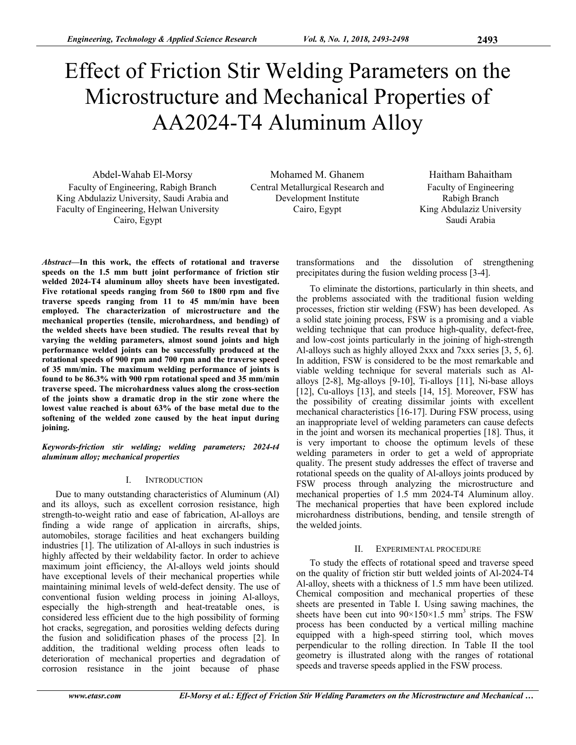# Effect of Friction Stir Welding Parameters on the Microstructure and Mechanical Properties of AA2024-T4 Aluminum Alloy

Abdel-Wahab El-Morsy
Faculty of Engineering, Rabigh Branch
King Abdulaziz University, Saudi Arabia and
Faculty of Engineering, Helwan University
Cairo, Egypt

Mohamed M. Ghanem
Central Metallurgical Research and
Development Institute
Cairo, Egypt

Haitham Bahaitham
Faculty of Engineering
Rabigh Branch
King Abdulaziz University
Saudi Arabia

***Abstract*—In this work, the effects of rotational and traverse speeds on the 1.5 mm butt joint performance of friction stir welded 2024-T4 aluminum alloy sheets have been investigated. Five rotational speeds ranging from 560 to 1800 rpm and five traverse speeds ranging from 11 to 45 mm/min have been employed. The characterization of microstructure and the mechanical properties (tensile, microhardness, and bending) of the welded sheets have been studied. The results reveal that by varying the welding parameters, almost sound joints and high performance welded joints can be successfully produced at the rotational speeds of 900 rpm and 700 rpm and the traverse speed of 35 mm/min. The maximum welding performance of joints is found to be 86.3% with 900 rpm rotational speed and 35 mm/min traverse speed. The microhardness values along the cross-section of the joints show a dramatic drop in the stir zone where the lowest value reached is about 63% of the base metal due to the softening of the welded zone caused by the heat input during joining.**

***Keywords-friction stir welding; welding parameters; 2024-t4 aluminum alloy; mechanical properties***

## I. INTRODUCTION

Due to many outstanding characteristics of Aluminum (Al) and its alloys, such as excellent corrosion resistance, high strength-to-weight ratio and ease of fabrication, Al-alloys are finding a wide range of application in aircrafts, ships, automobiles, storage facilities and heat exchangers building industries [1]. The utilization of Al-alloys in such industries is highly affected by their weldability factor. In order to achieve maximum joint efficiency, the Al-alloys weld joints should have exceptional levels of their mechanical properties while maintaining minimal levels of weld-defect density. The use of conventional fusion welding process in joining Al-alloys, especially the high-strength and heat-treatable ones, is considered less efficient due to the high possibility of forming hot cracks, segregation, and porosities welding defects during the fusion and solidification phases of the process [2]. In addition, the traditional welding process often leads to deterioration of mechanical properties and degradation of corrosion resistance in the joint because of phase transformations and the dissolution of strengthening precipitates during the fusion welding process [3-4].

To eliminate the distortions, particularly in thin sheets, and the problems associated with the traditional fusion welding processes, friction stir welding (FSW) has been developed. As a solid state joining process, FSW is a promising and a viable welding technique that can produce high-quality, defect-free, and low-cost joints particularly in the joining of high-strength Al-alloys such as highly alloyed 2xxx and 7xxx series [3, 5, 6]. In addition, FSW is considered to be the most remarkable and viable welding technique for several materials such as Al-alloys [2-8], Mg-alloys [9-10], Ti-alloys [11], Ni-base alloys [12], Cu-alloys [13], and steels [14, 15]. Moreover, FSW has the possibility of creating dissimilar joints with excellent mechanical characteristics [16-17]. During FSW process, using an inappropriate level of welding parameters can cause defects in the joint and worsen its mechanical properties [18]. Thus, it is very important to choose the optimum levels of these welding parameters in order to get a weld of appropriate quality. The present study addresses the effect of traverse and rotational speeds on the quality of Al-alloys joints produced by FSW process through analyzing the microstructure and mechanical properties of 1.5 mm 2024-T4 Aluminum alloy. The mechanical properties that have been explored include microhardness distributions, bending, and tensile strength of the welded joints.

## II. EXPERIMENTAL PROCEDURE

To study the effects of rotational speed and traverse speed on the quality of friction stir butt welded joints of Al-2024-T4 Al-alloy, sheets with a thickness of 1.5 mm have been utilized. Chemical composition and mechanical properties of these sheets are presented in Table I. Using sawing machines, the sheets have been cut into $90\times150\times1.5$ mm$^3$ strips. The FSW process has been conducted by a vertical milling machine equipped with a high-speed stirring tool, which moves perpendicular to the rolling direction. In Table II the tool geometry is illustrated along with the ranges of rotational speeds and traverse speeds applied in the FSW process.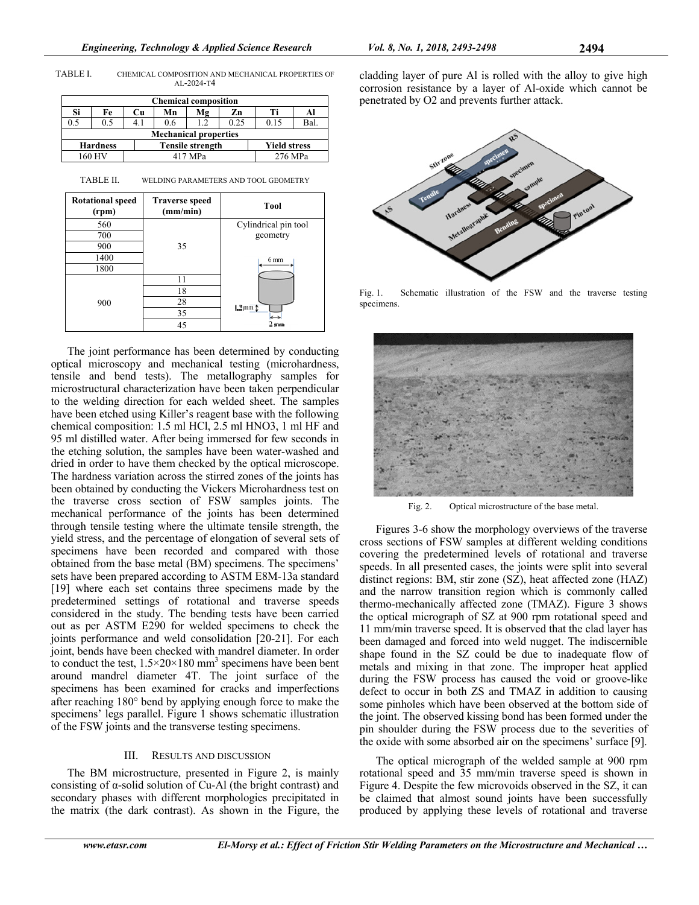TABLE I. CHEMICAL COMPOSITION AND MECHANICAL PROPERTIES OF AL-2024-T4

| Chemical composition | | | | | | | |
|---|---|---|---|---|---|---|---|
| Si | Fe | Cu | Mn | Mg | Zn | Ti | Al |
| 0.5 | 0.5 | 4.1 | 0.6 | 1.2 | 0.25 | 0.15 | Bal. |
| **Mechanical properties** | | | | | | | |
| Hardness | | Tensile strength | | | | Yield stress | |
| 160 HV | | 417 MPa | | | | 276 MPa | |

TABLE II. WELDING PARAMETERS AND TOOL GEOMETRY

| Rotational speed (rpm) | Traverse speed (mm/min) | Tool |
|---|---|---|
| 560 | 35 | Cylindrical pin tool geometry |
| 700 | | |
| 900 | | |
| 1400 | | |
| 1800 | | |
| 900 | 11 | |
| | 18 | |
| | 28 | |
| | 35 | |
| | 45 | |

The joint performance has been determined by conducting optical microscopy and mechanical testing (microhardness, tensile and bend tests). The metallography samples for microstructural characterization have been taken perpendicular to the welding direction for each welded sheet. The samples have been etched using Killer's reagent base with the following chemical composition: 1.5 ml HCl, 2.5 ml HNO3, 1 ml HF and 95 ml distilled water. After being immersed for few seconds in the etching solution, the samples have been water-washed and dried in order to have them checked by the optical microscope. The hardness variation across the stirred zones of the joints has been obtained by conducting the Vickers Microhardness test on the traverse cross section of FSW samples joints. The mechanical performance of the joints has been determined through tensile testing where the ultimate tensile strength, the yield stress, and the percentage of elongation of several sets of specimens have been recorded and compared with those obtained from the base metal (BM) specimens. The specimens' sets have been prepared according to ASTM E8M-13a standard [19] where each set contains three specimens made by the predetermined settings of rotational and traverse speeds considered in the study. The bending tests have been carried out as per ASTM E290 for welded specimens to check the joints performance and weld consolidation [20-21]. For each joint, bends have been checked with mandrel diameter. In order to conduct the test, $1.5 \times 20 \times 180$ mm$^3$ specimens have been bent around mandrel diameter 4T. The joint surface of the specimens has been examined for cracks and imperfections after reaching 180° bend by applying enough force to make the specimens' legs parallel. Figure 1 shows schematic illustration of the FSW joints and the transverse testing specimens.

## III. RESULTS AND DISCUSSION

The BM microstructure, presented in Figure 2, is mainly consisting of α-solid solution of Cu-Al (the bright contrast) and secondary phases with different morphologies precipitated in the matrix (the dark contrast). As shown in the Figure, the cladding layer of pure Al is rolled with the alloy to give high corrosion resistance by a layer of Al-oxide which cannot be penetrated by O2 and prevents further attack.

Fig. 1. Schematic illustration of the FSW and the traverse testing specimens.

Fig. 2. Optical microstructure of the base metal.

Figures 3-6 show the morphology overviews of the traverse cross sections of FSW samples at different welding conditions covering the predetermined levels of rotational and traverse speeds. In all presented cases, the joints were split into several distinct regions: BM, stir zone (SZ), heat affected zone (HAZ) and the narrow transition region which is commonly called thermo-mechanically affected zone (TMAZ). Figure 3 shows the optical micrograph of SZ at 900 rpm rotational speed and 11 mm/min traverse speed. It is observed that the clad layer has been damaged and forced into weld nugget. The indiscernible shape found in the SZ could be due to inadequate flow of metals and mixing in that zone. The improper heat applied during the FSW process has caused the void or groove-like defect to occur in both ZS and TMAZ in addition to causing some pinholes which have been observed at the bottom side of the joint. The observed kissing bond has been formed under the pin shoulder during the FSW process due to the severities of the oxide with some absorbed air on the specimens' surface [9].

The optical micrograph of the welded sample at 900 rpm rotational speed and 35 mm/min traverse speed is shown in Figure 4. Despite the few microvoids observed in the SZ, it can be claimed that almost sound joints have been successfully produced by applying these levels of rotational and traverse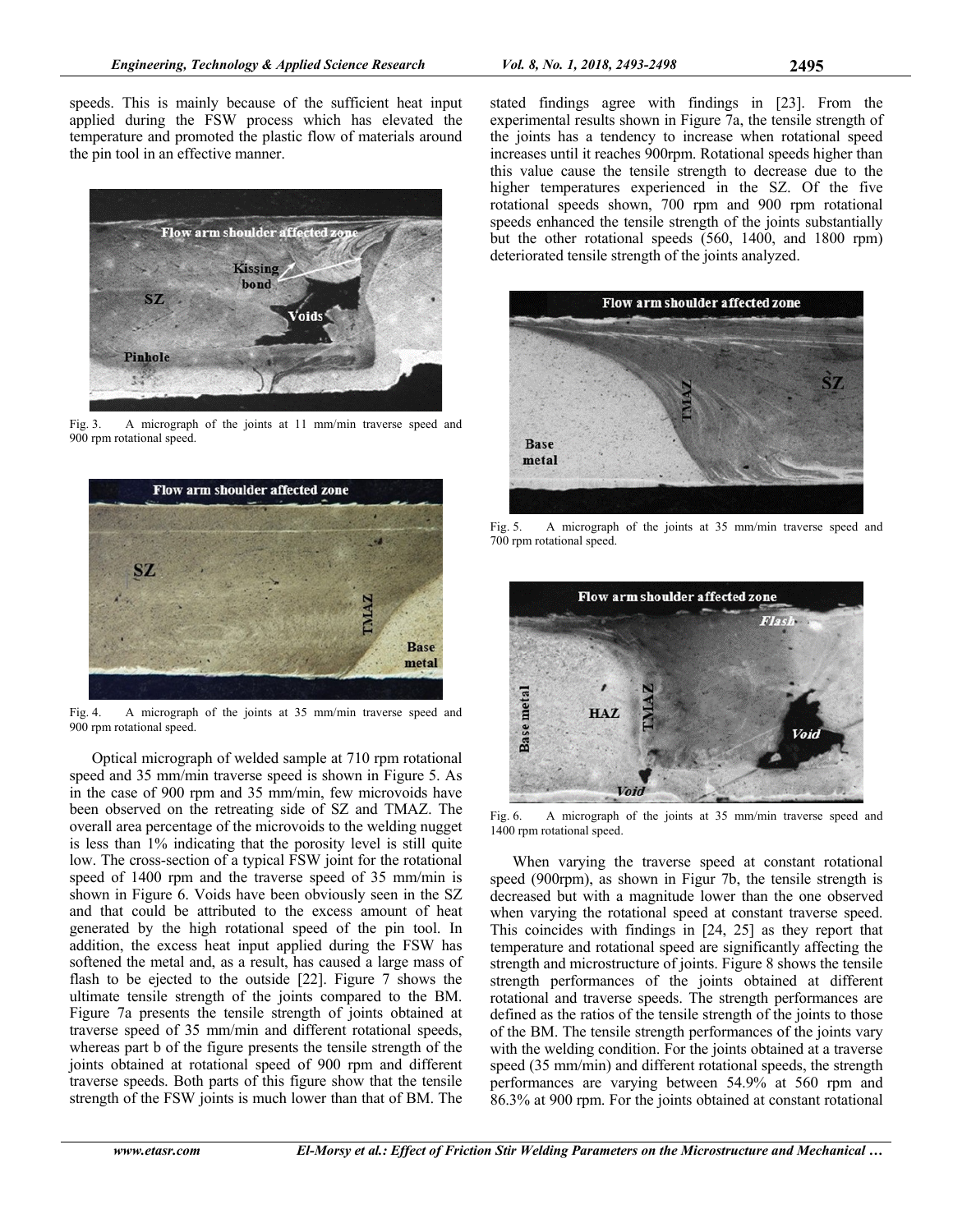speeds. This is mainly because of the sufficient heat input applied during the FSW process which has elevated the temperature and promoted the plastic flow of materials around the pin tool in an effective manner.

Fig. 3. A micrograph of the joints at 11 mm/min traverse speed and 900 rpm rotational speed.

Fig. 4. A micrograph of the joints at 35 mm/min traverse speed and 900 rpm rotational speed.

Optical micrograph of welded sample at 710 rpm rotational speed and 35 mm/min traverse speed is shown in Figure 5. As in the case of 900 rpm and 35 mm/min, few microvoids have been observed on the retreating side of SZ and TMAZ. The overall area percentage of the microvoids to the welding nugget is less than 1% indicating that the porosity level is still quite low. The cross-section of a typical FSW joint for the rotational speed of 1400 rpm and the traverse speed of 35 mm/min is shown in Figure 6. Voids have been obviously seen in the SZ and that could be attributed to the excess amount of heat generated by the high rotational speed of the pin tool. In addition, the excess heat input applied during the FSW has softened the metal and, as a result, has caused a large mass of flash to be ejected to the outside [22]. Figure 7 shows the ultimate tensile strength of the joints compared to the BM. Figure 7a presents the tensile strength of joints obtained at traverse speed of 35 mm/min and different rotational speeds, whereas part b of the figure presents the tensile strength of the joints obtained at rotational speed of 900 rpm and different traverse speeds. Both parts of this figure show that the tensile strength of the FSW joints is much lower than that of BM. The stated findings agree with findings in [23]. From the experimental results shown in Figure 7a, the tensile strength of the joints has a tendency to increase when rotational speed increases until it reaches 900rpm. Rotational speeds higher than this value cause the tensile strength to decrease due to the higher temperatures experienced in the SZ. Of the five rotational speeds shown, 700 rpm and 900 rpm rotational speeds enhanced the tensile strength of the joints substantially but the other rotational speeds (560, 1400, and 1800 rpm) deteriorated tensile strength of the joints analyzed.

Fig. 5. A micrograph of the joints at 35 mm/min traverse speed and 700 rpm rotational speed.

Fig. 6. A micrograph of the joints at 35 mm/min traverse speed and 1400 rpm rotational speed.

When varying the traverse speed at constant rotational speed (900rpm), as shown in Figur 7b, the tensile strength is decreased but with a magnitude lower than the one observed when varying the rotational speed at constant traverse speed. This coincides with findings in [24, 25] as they report that temperature and rotational speed are significantly affecting the strength and microstructure of joints. Figure 8 shows the tensile strength performances of the joints obtained at different rotational and traverse speeds. The strength performances are defined as the ratios of the tensile strength of the joints to those of the BM. The tensile strength performances of the joints vary with the welding condition. For the joints obtained at a traverse speed (35 mm/min) and different rotational speeds, the strength performances are varying between 54.9% at 560 rpm and 86.3% at 900 rpm. For the joints obtained at constant rotational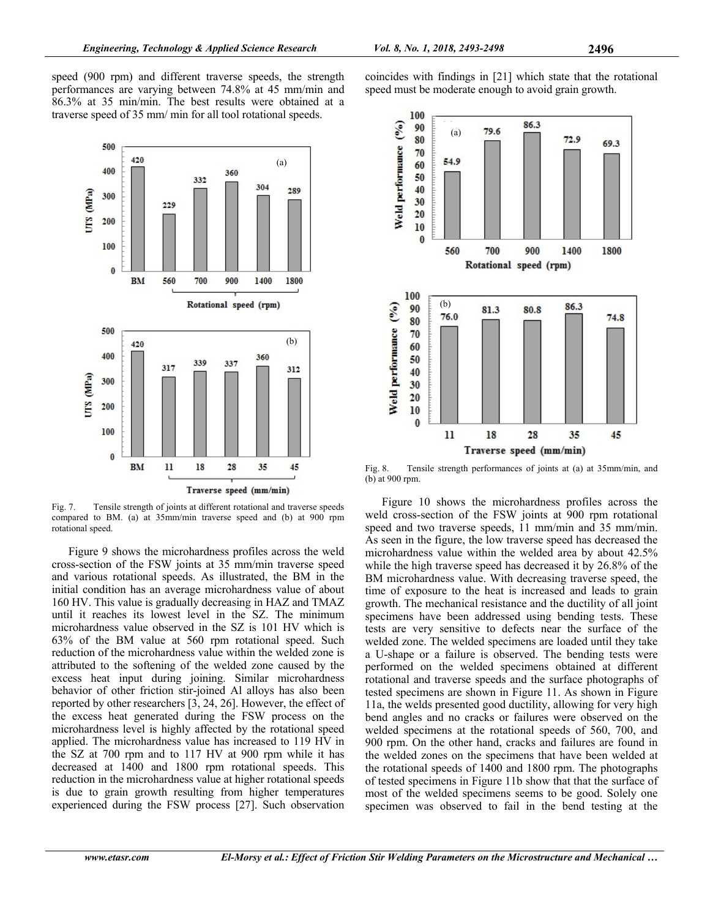speed (900 rpm) and different traverse speeds, the strength performances are varying between 74.8% at 45 mm/min and 86.3% at 35 min/min. The best results were obtained at a traverse speed of 35 mm/ min for all tool rotational speeds.

Fig. 7. Tensile strength of joints at different rotational and traverse speeds compared to BM. (a) at 35mm/min traverse speed and (b) at 900 rpm rotational speed.

Figure 9 shows the microhardness profiles across the weld cross-section of the FSW joints at 35 mm/min traverse speed and various rotational speeds. As illustrated, the BM in the initial condition has an average microhardness value of about 160 HV. This value is gradually decreasing in HAZ and TMAZ until it reaches its lowest level in the SZ. The minimum microhardness value observed in the SZ is 101 HV which is 63% of the BM value at 560 rpm rotational speed. Such reduction of the microhardness value within the welded zone is attributed to the softening of the welded zone caused by the excess heat input during joining. Similar microhardness behavior of other friction stir-joined Al alloys has also been reported by other researchers [3, 24, 26]. However, the effect of the excess heat generated during the FSW process on the microhardness level is highly affected by the rotational speed applied. The microhardness value has increased to 119 HV in the SZ at 700 rpm and to 117 HV at 900 rpm while it has decreased at 1400 and 1800 rpm rotational speeds. This reduction in the microhardness value at higher rotational speeds is due to grain growth resulting from higher temperatures experienced during the FSW process [27]. Such observation coincides with findings in [21] which state that the rotational speed must be moderate enough to avoid grain growth.

Fig. 8. Tensile strength performances of joints at (a) at 35mm/min, and (b) at 900 rpm.

Figure 10 shows the microhardness profiles across the weld cross-section of the FSW joints at 900 rpm rotational speed and two traverse speeds, 11 mm/min and 35 mm/min. As seen in the figure, the low traverse speed has decreased the microhardness value within the welded area by about 42.5% while the high traverse speed has decreased it by 26.8% of the BM microhardness value. With decreasing traverse speed, the time of exposure to the heat is increased and leads to grain growth. The mechanical resistance and the ductility of all joint specimens have been addressed using bending tests. These tests are very sensitive to defects near the surface of the welded zone. The welded specimens are loaded until they take a U-shape or a failure is observed. The bending tests were performed on the welded specimens obtained at different rotational and traverse speeds and the surface photographs of tested specimens are shown in Figure 11. As shown in Figure 11a, the welds presented good ductility, allowing for very high bend angles and no cracks or failures were observed on the welded specimens at the rotational speeds of 560, 700, and 900 rpm. On the other hand, cracks and failures are found in the welded zones on the specimens that have been welded at the rotational speeds of 1400 and 1800 rpm. The photographs of tested specimens in Figure 11b show that that the surface of most of the welded specimens seems to be good. Solely one specimen was observed to fail in the bend testing at the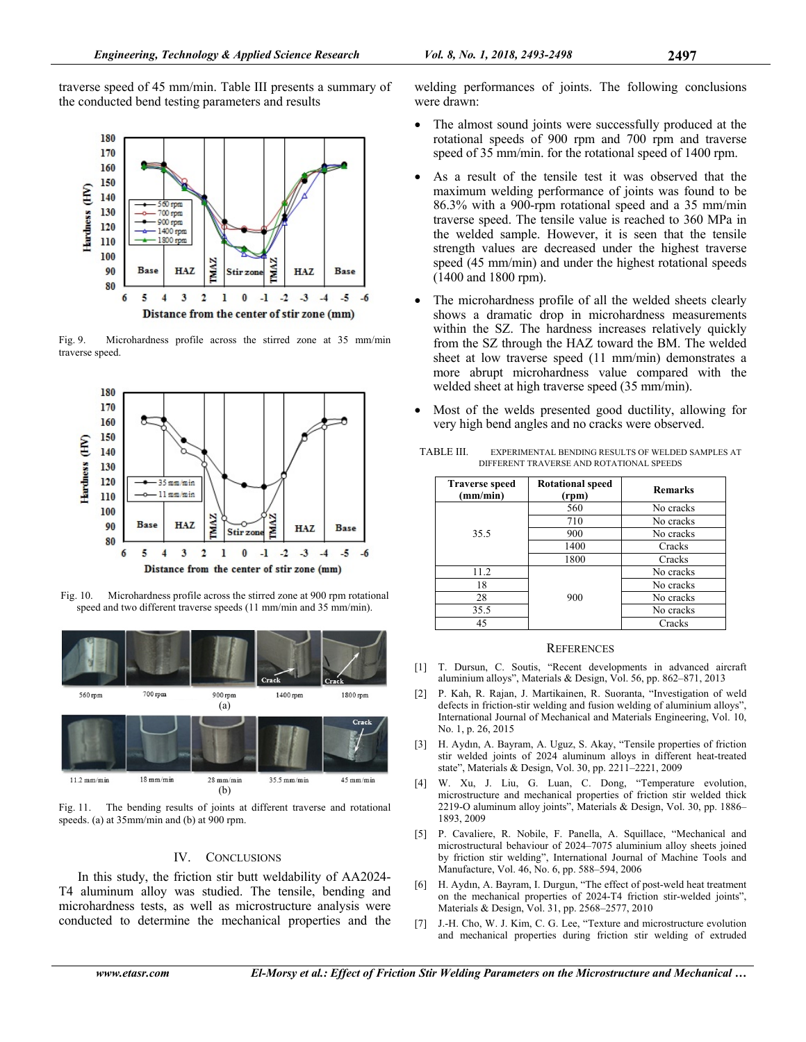traverse speed of 45 mm/min. Table III presents a summary of the conducted bend testing parameters and results

Fig. 9. Microhardness profile across the stirred zone at 35 mm/min traverse speed.

Fig. 10. Microhardness profile across the stirred zone at 900 rpm rotational speed and two different traverse speeds (11 mm/min and 35 mm/min).

Fig. 11. The bending results of joints at different traverse and rotational speeds. (a) at 35mm/min and (b) at 900 rpm.

## IV. CONCLUSIONS

In this study, the friction stir butt weldability of AA2024-T4 aluminum alloy was studied. The tensile, bending and microhardness tests, as well as microstructure analysis were conducted to determine the mechanical properties and the welding performances of joints. The following conclusions were drawn:

- The almost sound joints were successfully produced at the rotational speeds of 900 rpm and 700 rpm and traverse speed of 35 mm/min. for the rotational speed of 1400 rpm.
- As a result of the tensile test it was observed that the maximum welding performance of joints was found to be 86.3% with a 900-rpm rotational speed and a 35 mm/min traverse speed. The tensile value is reached to 360 MPa in the welded sample. However, it is seen that the tensile strength values are decreased under the highest traverse speed (45 mm/min) and under the highest rotational speeds (1400 and 1800 rpm).
- The microhardness profile of all the welded sheets clearly shows a dramatic drop in microhardness measurements within the SZ. The hardness increases relatively quickly from the SZ through the HAZ toward the BM. The welded sheet at low traverse speed (11 mm/min) demonstrates a more abrupt microhardness value compared with the welded sheet at high traverse speed (35 mm/min).
- Most of the welds presented good ductility, allowing for very high bend angles and no cracks were observed.

TABLE III. EXPERIMENTAL BENDING RESULTS OF WELDED SAMPLES AT DIFFERENT TRAVERSE AND ROTATIONAL SPEEDS

| Traverse speed (mm/min) | Rotational speed (rpm) | Remarks |
|---|---|---|
| 35.5 | 560 | No cracks |
| | 710 | No cracks |
| | 900 | No cracks |
| | 1400 | Cracks |
| | 1800 | Cracks |
| 11.2 | 900 | No cracks |
| 18 | | No cracks |
| 28 | | No cracks |
| 35.5 | | No cracks |
| 45 | | Cracks |

## REFERENCES

[1] T. Dursun, C. Soutis, "Recent developments in advanced aircraft aluminium alloys", Materials & Design, Vol. 56, pp. 862–871, 2013

[2] P. Kah, R. Rajan, J. Martikainen, R. Suoranta, "Investigation of weld defects in friction-stir welding and fusion welding of aluminium alloys", International Journal of Mechanical and Materials Engineering, Vol. 10, No. 1, p. 26, 2015

[3] H. Aydın, A. Bayram, A. Uguz, S. Akay, "Tensile properties of friction stir welded joints of 2024 aluminum alloys in different heat-treated state", Materials & Design, Vol. 30, pp. 2211–2221, 2009

[4] W. Xu, J. Liu, G. Luan, C. Dong, "Temperature evolution, microstructure and mechanical properties of friction stir welded thick 2219-O aluminum alloy joints", Materials & Design, Vol. 30, pp. 1886–1893, 2009

[5] P. Cavaliere, R. Nobile, F. Panella, A. Squillace, "Mechanical and microstructural behaviour of 2024–7075 aluminium alloy sheets joined by friction stir welding", International Journal of Machine Tools and Manufacture, Vol. 46, No. 6, pp. 588–594, 2006

[6] H. Aydın, A. Bayram, I. Durgun, "The effect of post-weld heat treatment on the mechanical properties of 2024-T4 friction stir-welded joints", Materials & Design, Vol. 31, pp. 2568–2577, 2010

[7] J.-H. Cho, W. J. Kim, C. G. Lee, "Texture and microstructure evolution and mechanical properties during friction stir welding of extruded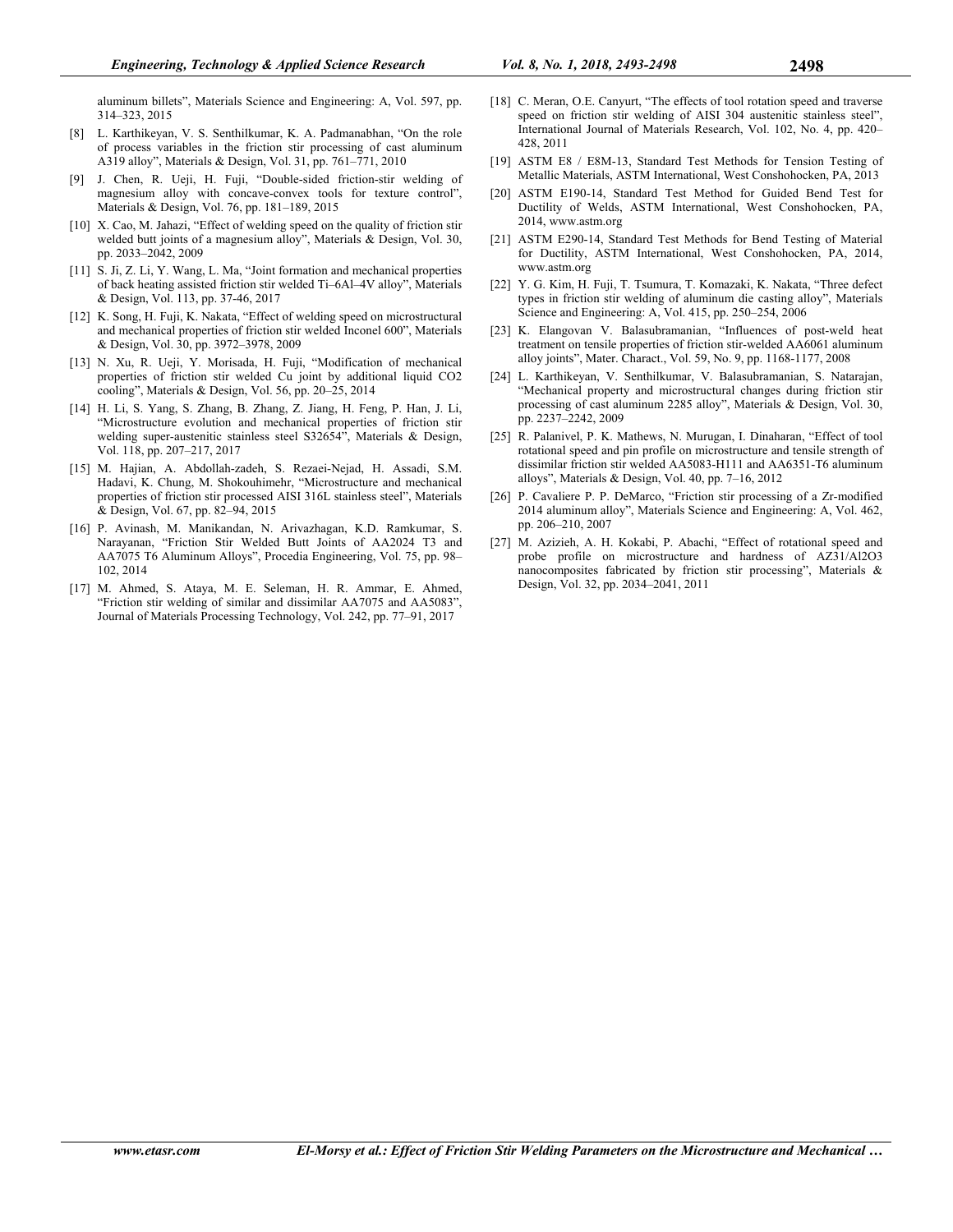aluminum billets", Materials Science and Engineering: A, Vol. 597, pp. 314–323, 2015

[8] L. Karthikeyan, V. S. Senthilkumar, K. A. Padmanabhan, "On the role of process variables in the friction stir processing of cast aluminum A319 alloy", Materials & Design, Vol. 31, pp. 761–771, 2010

[9] J. Chen, R. Ueji, H. Fuji, "Double-sided friction-stir welding of magnesium alloy with concave-convex tools for texture control", Materials & Design, Vol. 76, pp. 181–189, 2015

[10] X. Cao, M. Jahazi, "Effect of welding speed on the quality of friction stir welded butt joints of a magnesium alloy", Materials & Design, Vol. 30, pp. 2033–2042, 2009

[11] S. Ji, Z. Li, Y. Wang, L. Ma, "Joint formation and mechanical properties of back heating assisted friction stir welded Ti–6Al–4V alloy", Materials & Design, Vol. 113, pp. 37-46, 2017

[12] K. Song, H. Fuji, K. Nakata, "Effect of welding speed on microstructural and mechanical properties of friction stir welded Inconel 600", Materials & Design, Vol. 30, pp. 3972–3978, 2009

[13] N. Xu, R. Ueji, Y. Morisada, H. Fuji, "Modification of mechanical properties of friction stir welded Cu joint by additional liquid CO2 cooling", Materials & Design, Vol. 56, pp. 20–25, 2014

[14] H. Li, S. Yang, S. Zhang, B. Zhang, Z. Jiang, H. Feng, P. Han, J. Li, "Microstructure evolution and mechanical properties of friction stir welding super-austenitic stainless steel S32654", Materials & Design, Vol. 118, pp. 207–217, 2017

[15] M. Hajian, A. Abdollah-zadeh, S. Rezaei-Nejad, H. Assadi, S.M. Hadavi, K. Chung, M. Shokouhimehr, "Microstructure and mechanical properties of friction stir processed AISI 316L stainless steel", Materials & Design, Vol. 67, pp. 82–94, 2015

[16] P. Avinash, M. Manikandan, N. Arivazhagan, K.D. Ramkumar, S. Narayanan, "Friction Stir Welded Butt Joints of AA2024 T3 and AA7075 T6 Aluminum Alloys", Procedia Engineering, Vol. 75, pp. 98–102, 2014

[17] M. Ahmed, S. Ataya, M. E. Seleman, H. R. Ammar, E. Ahmed, "Friction stir welding of similar and dissimilar AA7075 and AA5083", Journal of Materials Processing Technology, Vol. 242, pp. 77–91, 2017

[18] C. Meran, O.E. Canyurt, "The effects of tool rotation speed and traverse speed on friction stir welding of AISI 304 austenitic stainless steel", International Journal of Materials Research, Vol. 102, No. 4, pp. 420–428, 2011

[19] ASTM E8 / E8M-13, Standard Test Methods for Tension Testing of Metallic Materials, ASTM International, West Conshohocken, PA, 2013

[20] ASTM E190-14, Standard Test Method for Guided Bend Test for Ductility of Welds, ASTM International, West Conshohocken, PA, 2014, www.astm.org

[21] ASTM E290-14, Standard Test Methods for Bend Testing of Material for Ductility, ASTM International, West Conshohocken, PA, 2014, www.astm.org

[22] Y. G. Kim, H. Fuji, T. Tsumura, T. Komazaki, K. Nakata, "Three defect types in friction stir welding of aluminum die casting alloy", Materials Science and Engineering: A, Vol. 415, pp. 250–254, 2006

[23] K. Elangovan V. Balasubramanian, "Influences of post-weld heat treatment on tensile properties of friction stir-welded AA6061 aluminum alloy joints", Mater. Charact., Vol. 59, No. 9, pp. 1168-1177, 2008

[24] L. Karthikeyan, V. Senthilkumar, V. Balasubramanian, S. Natarajan, "Mechanical property and microstructural changes during friction stir processing of cast aluminum 2285 alloy", Materials & Design, Vol. 30, pp. 2237–2242, 2009

[25] R. Palanivel, P. K. Mathews, N. Murugan, I. Dinaharan, "Effect of tool rotational speed and pin profile on microstructure and tensile strength of dissimilar friction stir welded AA5083-H111 and AA6351-T6 aluminum alloys", Materials & Design, Vol. 40, pp. 7–16, 2012

[26] P. Cavaliere P. P. DeMarco, "Friction stir processing of a Zr-modified 2014 aluminum alloy", Materials Science and Engineering: A, Vol. 462, pp. 206–210, 2007

[27] M. Azizieh, A. H. Kokabi, P. Abachi, "Effect of rotational speed and probe profile on microstructure and hardness of AZ31/Al2O3 nanocomposites fabricated by friction stir processing", Materials & Design, Vol. 32, pp. 2034–2041, 2011